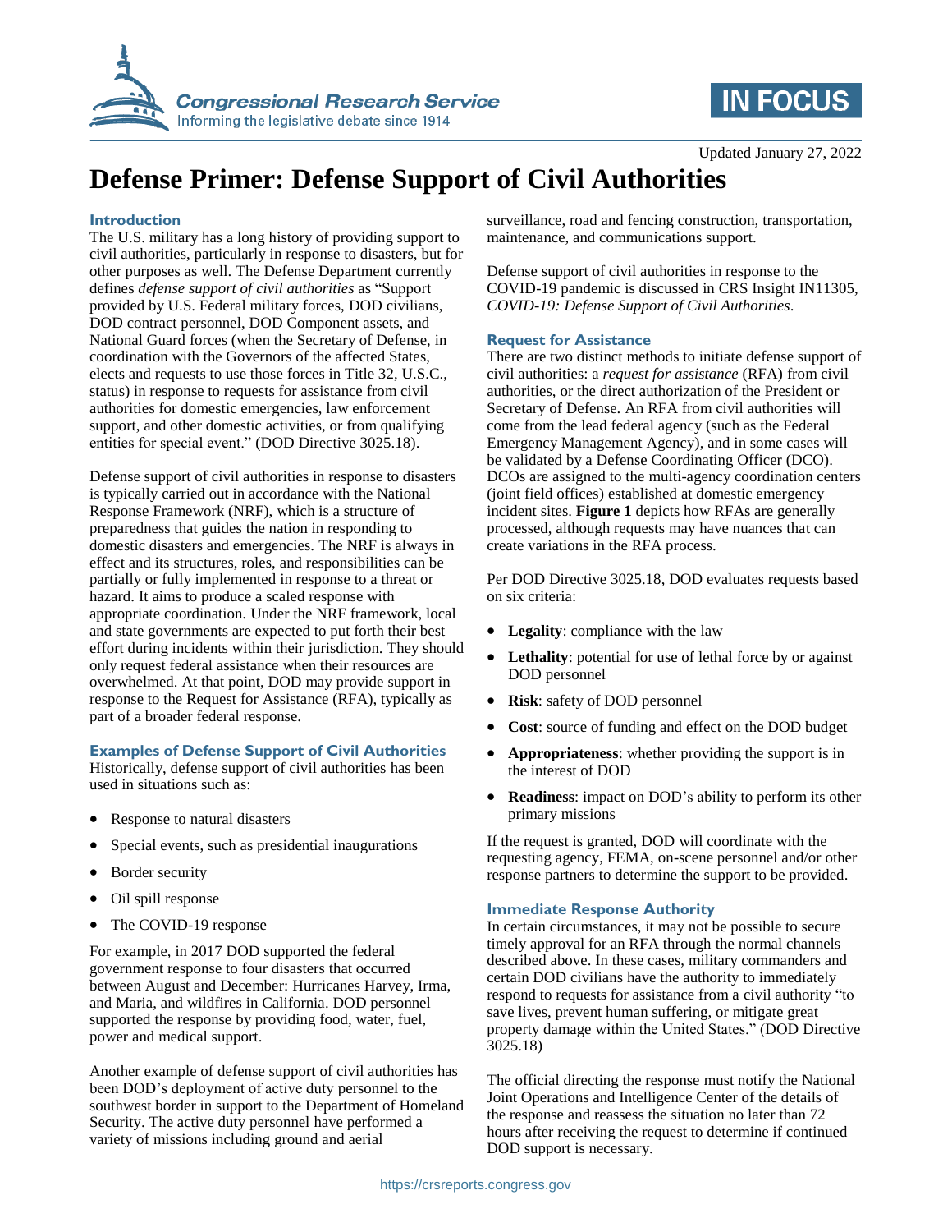Updated January 27, 2022

# Defense Primer: Defense Support of Civil Authorities

## Introduction

The U.S. military has a long history of providing support to civil authorities, particularly in response to disasters, but for other purposes as well. The Defense Department currently defines *defense support of civil authorities* as "Support provided by U.S. Federal military forces, DOD civilians, DOD contract personnel, DOD Component assets, and National Guard forces (when the Secretary of Defense, in coordination with the Governors of the affected States, elects and requests to use those forces in Title 32, U.S.C., status) in response to requests for assistance from civil authorities for domestic emergencies, law enforcement support, and other domestic activities, or from qualifying entities for special event." (DOD Directive 3025.18).

Defense support of civil authorities in response to disasters is typically carried out in accordance with the National Response Framework (NRF), which is a structure of preparedness that guides the nation in responding to domestic disasters and emergencies. The NRF is always in effect and its structures, roles, and responsibilities can be partially or fully implemented in response to a threat or hazard. It aims to produce a scaled response with appropriate coordination. Under the NRF framework, local and state governments are expected to put forth their best effort during incidents within their jurisdiction. They should only request federal assistance when their resources are overwhelmed. At that point, DOD may provide support in response to the Request for Assistance (RFA), typically as part of a broader federal response.

## Examples of Defense Support of Civil Authorities

Historically, defense support of civil authorities has been used in situations such as:

- Response to natural disasters
- Special events, such as presidential inaugurations
- Border security
- Oil spill response
- The COVID-19 response

For example, in 2017 DOD supported the federal government response to four disasters that occurred between August and December: Hurricanes Harvey, Irma, and Maria, and wildfires in California. DOD personnel supported the response by providing food, water, fuel, power and medical support.

Another example of defense support of civil authorities has been DOD's deployment of active duty personnel to the southwest border in support to the Department of Homeland Security. The active duty personnel have performed a variety of missions including ground and aerial surveillance, road and fencing construction, transportation, maintenance, and communications support.

Defense support of civil authorities in response to the COVID-19 pandemic is discussed in CRS Insight IN11305, *COVID-19: Defense Support of Civil Authorities*.

## Request for Assistance

There are two distinct methods to initiate defense support of civil authorities: a *request for assistance* (RFA) from civil authorities, or the direct authorization of the President or Secretary of Defense. An RFA from civil authorities will come from the lead federal agency (such as the Federal Emergency Management Agency), and in some cases will be validated by a Defense Coordinating Officer (DCO). DCOs are assigned to the multi-agency coordination centers (joint field offices) established at domestic emergency incident sites. **Figure 1** depicts how RFAs are generally processed, although requests may have nuances that can create variations in the RFA process.

Per DOD Directive 3025.18, DOD evaluates requests based on six criteria:

- **Legality**: compliance with the law
- **Lethality**: potential for use of lethal force by or against DOD personnel
- **Risk**: safety of DOD personnel
- **Cost**: source of funding and effect on the DOD budget
- **Appropriateness**: whether providing the support is in the interest of DOD
- **Readiness**: impact on DOD's ability to perform its other primary missions

If the request is granted, DOD will coordinate with the requesting agency, FEMA, on-scene personnel and/or other response partners to determine the support to be provided.

## Immediate Response Authority

In certain circumstances, it may not be possible to secure timely approval for an RFA through the normal channels described above. In these cases, military commanders and certain DOD civilians have the authority to immediately respond to requests for assistance from a civil authority "to save lives, prevent human suffering, or mitigate great property damage within the United States." (DOD Directive 3025.18)

The official directing the response must notify the National Joint Operations and Intelligence Center of the details of the response and reassess the situation no later than 72 hours after receiving the request to determine if continued DOD support is necessary.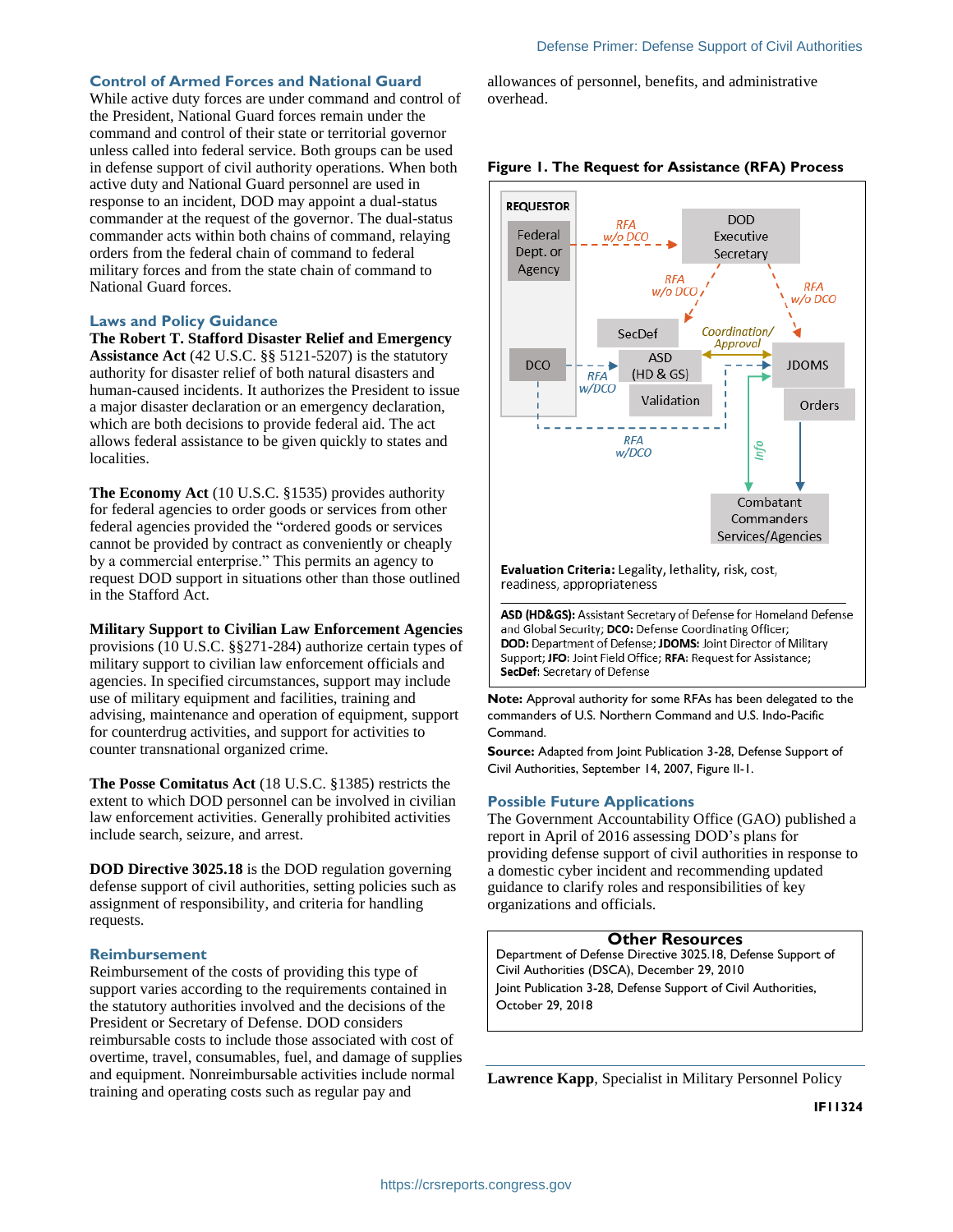## Control of Armed Forces and National Guard

While active duty forces are under command and control of the President, National Guard forces remain under the command and control of their state or territorial governor unless called into federal service. Both groups can be used in defense support of civil authority operations. When both active duty and National Guard personnel are used in response to an incident, DOD may appoint a dual-status commander at the request of the governor. The dual-status commander acts within both chains of command, relaying orders from the federal chain of command to federal military forces and from the state chain of command to National Guard forces.

## Laws and Policy Guidance

**The Robert T. Stafford Disaster Relief and Emergency Assistance Act** (42 U.S.C. §§ 5121-5207) is the statutory authority for disaster relief of both natural disasters and human-caused incidents. It authorizes the President to issue a major disaster declaration or an emergency declaration, which are both decisions to provide federal aid. The act allows federal assistance to be given quickly to states and localities.

**The Economy Act** (10 U.S.C. §1535) provides authority for federal agencies to order goods or services from other federal agencies provided the "ordered goods or services cannot be provided by contract as conveniently or cheaply by a commercial enterprise." This permits an agency to request DOD support in situations other than those outlined in the Stafford Act.

**Military Support to Civilian Law Enforcement Agencies** provisions (10 U.S.C. §§271-284) authorize certain types of military support to civilian law enforcement officials and agencies. In specified circumstances, support may include use of military equipment and facilities, training and advising, maintenance and operation of equipment, support for counterdrug activities, and support for activities to counter transnational organized crime.

**The Posse Comitatus Act** (18 U.S.C. §1385) restricts the extent to which DOD personnel can be involved in civilian law enforcement activities. Generally prohibited activities include search, seizure, and arrest.

**DOD Directive 3025.18** is the DOD regulation governing defense support of civil authorities, setting policies such as assignment of responsibility, and criteria for handling requests.

## Reimbursement

Reimbursement of the costs of providing this type of support varies according to the requirements contained in the statutory authorities involved and the decisions of the President or Secretary of Defense. DOD considers reimbursable costs to include those associated with cost of overtime, travel, consumables, fuel, and damage of supplies and equipment. Nonreimbursable activities include normal training and operating costs such as regular pay and allowances of personnel, benefits, and administrative overhead.

**Figure 1. The Request for Assistance (RFA) Process**

REQUESTOR: Federal Dept. or Agency; DCO

Federal Dept. or Agency → (RFA w/o DCO) → DOD Executive Secretary

DOD Executive Secretary → (RFA w/o DCO) → SecDef / ASD (HD & GS); DOD Executive Secretary → (RFA w/o DCO) → JDOMS

DCO → (RFA w/DCO) → ASD (HD & GS) / Validation; DCO → (RFA w/DCO) → JDOMS

ASD (HD & GS) ↔ (Coordination/ Approval) ↔ JDOMS

JDOMS → Orders → Combatant Commanders Services/Agencies; (Info) → Combatant Commanders Services/Agencies

**Evaluation Criteria:** Legality, lethality, risk, cost, readiness, appropriateness

**ASD (HD&GS):** Assistant Secretary of Defense for Homeland Defense and Global Security; **DCO:** Defense Coordinating Officer; **DOD:** Department of Defense; **JDOMS:** Joint Director of Military Support; **JFO**: Joint Field Office; **RFA**: Request for Assistance; **SecDef**: Secretary of Defense

**Note:** Approval authority for some RFAs has been delegated to the commanders of U.S. Northern Command and U.S. Indo-Pacific Command.

**Source:** Adapted from Joint Publication 3-28, Defense Support of Civil Authorities, September 14, 2007, Figure II-1.

## Possible Future Applications

The Government Accountability Office (GAO) published a report in April of 2016 assessing DOD's plans for providing defense support of civil authorities in response to a domestic cyber incident and recommending updated guidance to clarify roles and responsibilities of key organizations and officials.

## Other Resources

Department of Defense Directive 3025.18, Defense Support of Civil Authorities (DSCA), December 29, 2010

Joint Publication 3-28, Defense Support of Civil Authorities, October 29, 2018

**Lawrence Kapp**, Specialist in Military Personnel Policy

IF11324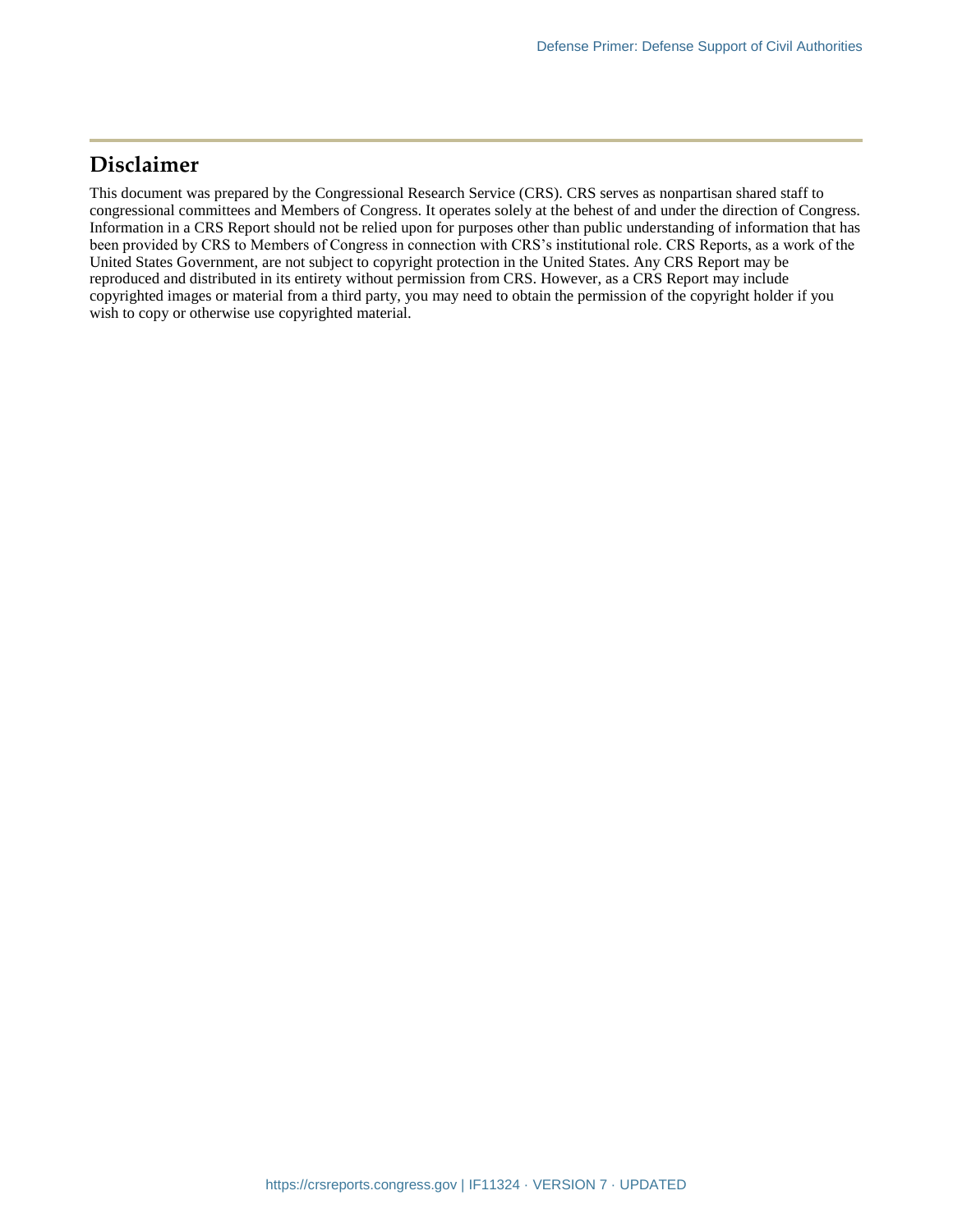## Disclaimer

This document was prepared by the Congressional Research Service (CRS). CRS serves as nonpartisan shared staff to congressional committees and Members of Congress. It operates solely at the behest of and under the direction of Congress. Information in a CRS Report should not be relied upon for purposes other than public understanding of information that has been provided by CRS to Members of Congress in connection with CRS's institutional role. CRS Reports, as a work of the United States Government, are not subject to copyright protection in the United States. Any CRS Report may be reproduced and distributed in its entirety without permission from CRS. However, as a CRS Report may include copyrighted images or material from a third party, you may need to obtain the permission of the copyright holder if you wish to copy or otherwise use copyrighted material.